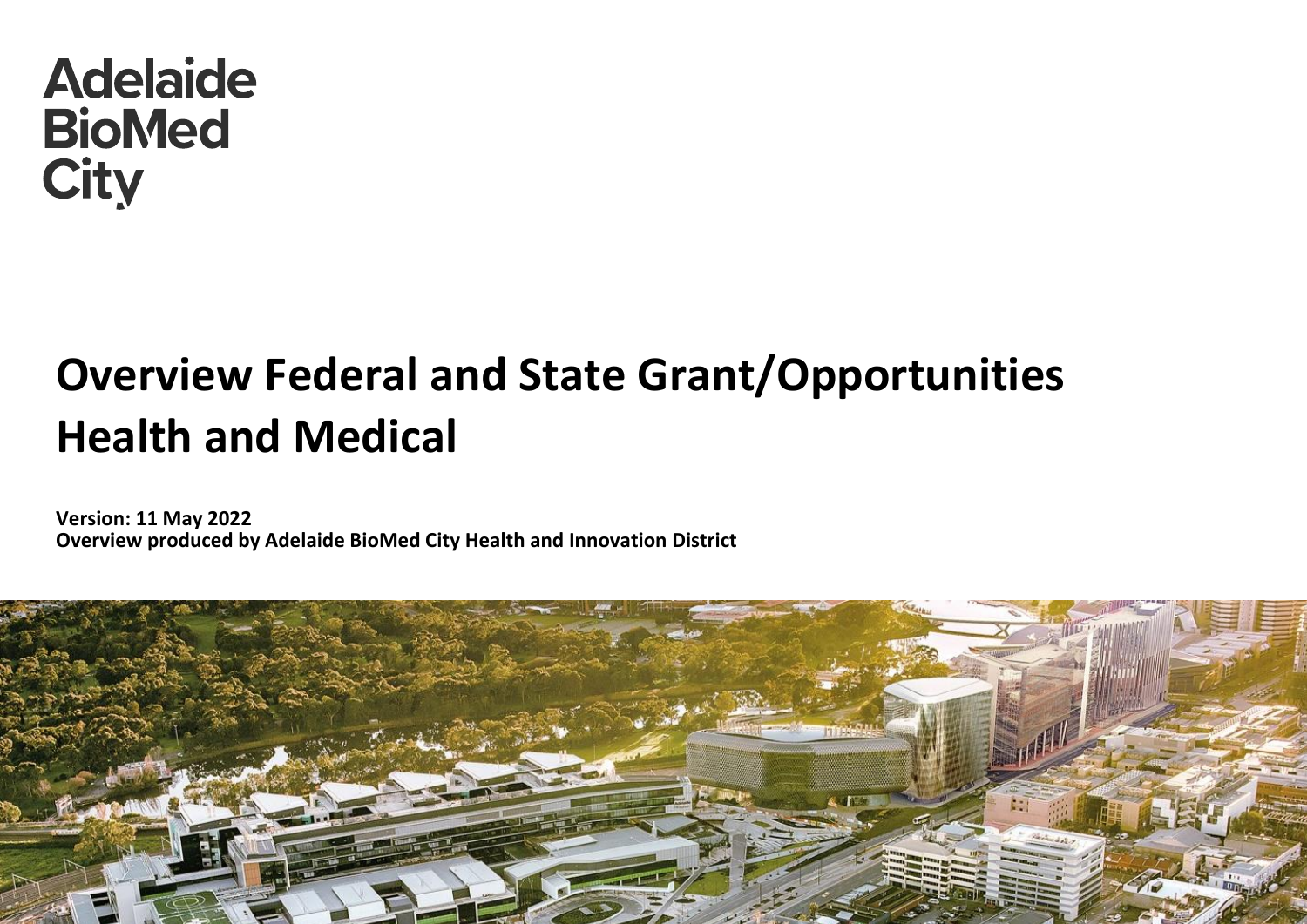Adelaide BioMed City

# Overview Federal and State Grant/Opportunities Health and Medical

**Version: 11 May 2022**
**Overview produced by Adelaide BioMed City Health and Innovation District**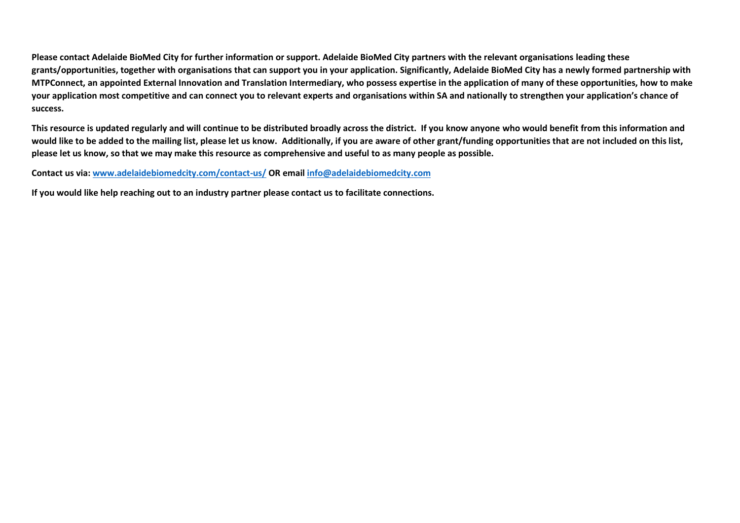**Please contact Adelaide BioMed City for further information or support. Adelaide BioMed City partners with the relevant organisations leading these grants/opportunities, together with organisations that can support you in your application. Significantly, Adelaide BioMed City has a newly formed partnership with MTPConnect, an appointed External Innovation and Translation Intermediary, who possess expertise in the application of many of these opportunities, how to make your application most competitive and can connect you to relevant experts and organisations within SA and nationally to strengthen your application's chance of success.**

**This resource is updated regularly and will continue to be distributed broadly across the district. If you know anyone who would benefit from this information and would like to be added to the mailing list, please let us know. Additionally, if you are aware of other grant/funding opportunities that are not included on this list, please let us know, so that we may make this resource as comprehensive and useful to as many people as possible.**

**Contact us via: [www.adelaidebiomedcity.com/contact-us/](http://www.adelaidebiomedcity.com/contact-us/) OR email [info@adelaidebiomedcity.com](mailto:info@adelaidebiomedcity.com)**

**If you would like help reaching out to an industry partner please contact us to facilitate connections.**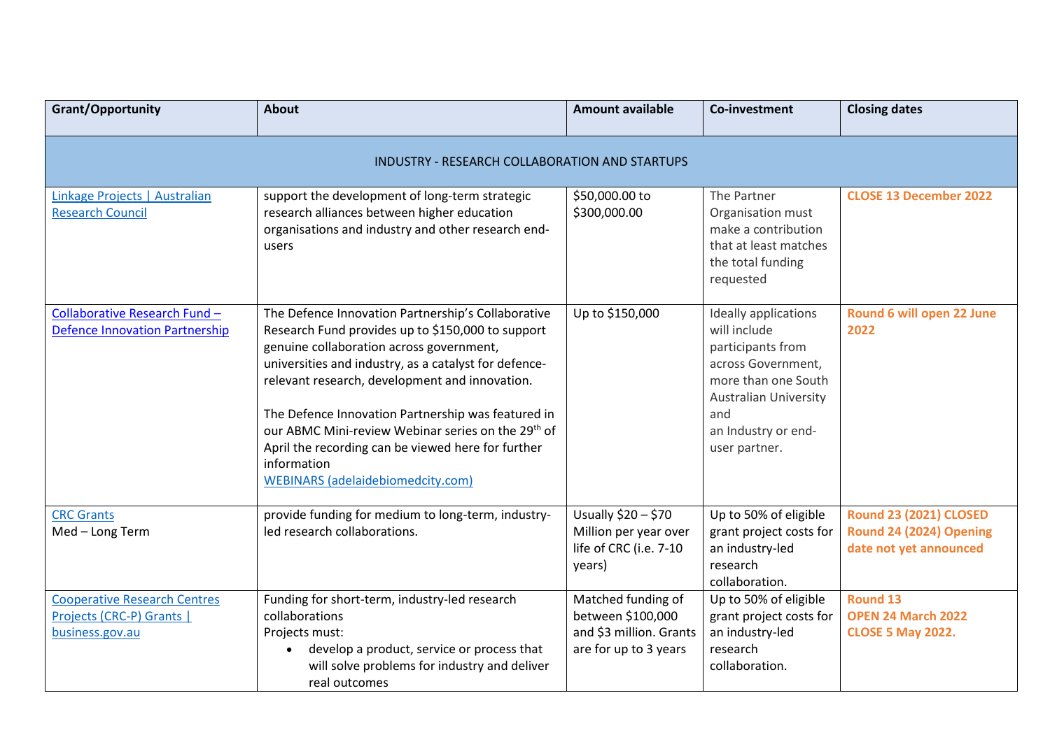| Grant/Opportunity | About | Amount available | Co-investment | Closing dates |
|---|---|---|---|---|
| INDUSTRY - RESEARCH COLLABORATION AND STARTUPS | | | | |
| [Linkage Projects \| Australian Research Council]() | support the development of long-term strategic research alliances between higher education organisations and industry and other research end-users | $50,000.00 to $300,000.00 | The Partner Organisation must make a contribution that at least matches the total funding requested | **CLOSE 13 December 2022** |
| [Collaborative Research Fund – Defence Innovation Partnership]() | The Defence Innovation Partnership's Collaborative Research Fund provides up to $150,000 to support genuine collaboration across government, universities and industry, as a catalyst for defence-relevant research, development and innovation.<br><br>The Defence Innovation Partnership was featured in our ABMC Mini-review Webinar series on the 29th of April the recording can be viewed here for further information<br>[WEBINARS (adelaidebiomedcity.com)]() | Up to $150,000 | Ideally applications will include participants from across Government, more than one South Australian University and an Industry or end-user partner. | **Round 6 will open 22 June 2022** |
| [CRC Grants]()<br>Med – Long Term | provide funding for medium to long-term, industry-led research collaborations. | Usually $20 – $70 Million per year over life of CRC (i.e. 7-10 years) | Up to 50% of eligible grant project costs for an industry-led research collaboration. | **Round 23 (2021) CLOSED**<br>**Round 24 (2024) Opening date not yet announced** |
| [Cooperative Research Centres Projects (CRC-P) Grants \| business.gov.au]() | Funding for short-term, industry-led research collaborations<br>Projects must:<br>• develop a product, service or process that will solve problems for industry and deliver real outcomes | Matched funding of between $100,000 and $3 million. Grants are for up to 3 years | Up to 50% of eligible grant project costs for an industry-led research collaboration. | **Round 13**<br>**OPEN 24 March 2022**<br>**CLOSE 5 May 2022.** |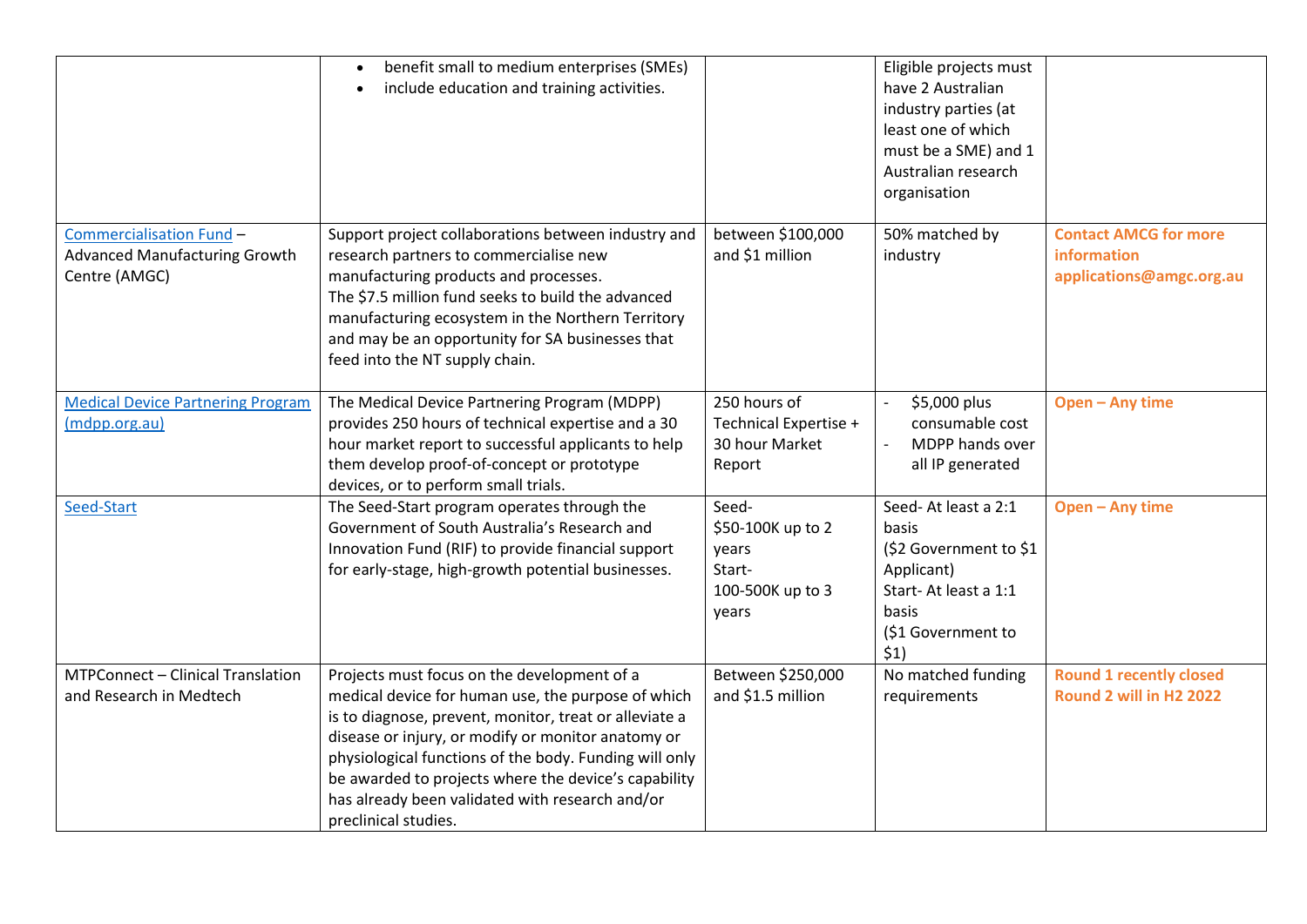| | | | | |
|---|---|---|---|---|
| | • benefit small to medium enterprises (SMEs)<br>• include education and training activities. | | Eligible projects must have 2 Australian industry parties (at least one of which must be a SME) and 1 Australian research organisation | |
| [Commercialisation Fund](#) – Advanced Manufacturing Growth Centre (AMGC) | Support project collaborations between industry and research partners to commercialise new manufacturing products and processes.<br>The $7.5 million fund seeks to build the advanced manufacturing ecosystem in the Northern Territory and may be an opportunity for SA businesses that feed into the NT supply chain. | between $100,000 and $1 million | 50% matched by industry | **Contact AMCG for more information applications@amgc.org.au** |
| [Medical Device Partnering Program (mdpp.org.au)](#) | The Medical Device Partnering Program (MDPP) provides 250 hours of technical expertise and a 30 hour market report to successful applicants to help them develop proof-of-concept or prototype devices, or to perform small trials. | 250 hours of Technical Expertise + 30 hour Market Report | - $5,000 plus consumable cost<br>- MDPP hands over all IP generated | **Open – Any time** |
| [Seed-Start](#) | The Seed-Start program operates through the Government of South Australia's Research and Innovation Fund (RIF) to provide financial support for early-stage, high-growth potential businesses. | Seed- $50-100K up to 2 years<br>Start- 100-500K up to 3 years | Seed- At least a 2:1 basis ($2 Government to $1 Applicant)<br>Start- At least a 1:1 basis ($1 Government to $1) | **Open – Any time** |
| MTPConnect – Clinical Translation and Research in Medtech | Projects must focus on the development of a medical device for human use, the purpose of which is to diagnose, prevent, monitor, treat or alleviate a disease or injury, or modify or monitor anatomy or physiological functions of the body. Funding will only be awarded to projects where the device's capability has already been validated with research and/or preclinical studies. | Between $250,000 and $1.5 million | No matched funding requirements | **Round 1 recently closed Round 2 will in H2 2022** |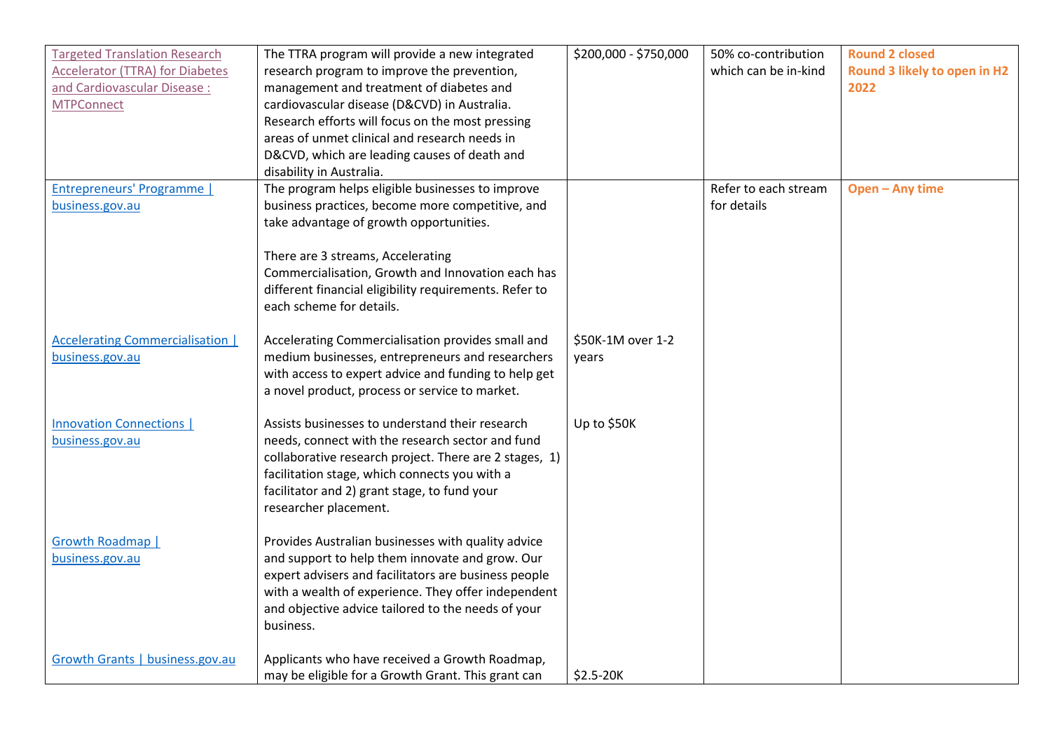| | | | | |
|---|---|---|---|---|
| Targeted Translation Research Accelerator (TTRA) for Diabetes and Cardiovascular Disease : MTPConnect | The TTRA program will provide a new integrated research program to improve the prevention, management and treatment of diabetes and cardiovascular disease (D&CVD) in Australia. Research efforts will focus on the most pressing areas of unmet clinical and research needs in D&CVD, which are leading causes of death and disability in Australia. | $200,000 - $750,000 | 50% co-contribution which can be in-kind | **Round 2 closed**<br>**Round 3 likely to open in H2 2022** |
| Entrepreneurs' Programme \| business.gov.au<br><br><br><br><br><br><br><br>Accelerating Commercialisation \| business.gov.au<br><br><br><br><br>Innovation Connections \| business.gov.au<br><br><br><br><br><br><br>Growth Roadmap \| business.gov.au<br><br><br><br><br><br><br>Growth Grants \| business.gov.au | The program helps eligible businesses to improve business practices, become more competitive, and take advantage of growth opportunities.<br><br>There are 3 streams, Accelerating Commercialisation, Growth and Innovation each has different financial eligibility requirements. Refer to each scheme for details.<br><br>Accelerating Commercialisation provides small and medium businesses, entrepreneurs and researchers with access to expert advice and funding to help get a novel product, process or service to market.<br><br>Assists businesses to understand their research needs, connect with the research sector and fund collaborative research project. There are 2 stages, 1) facilitation stage, which connects you with a facilitator and 2) grant stage, to fund your researcher placement.<br><br>Provides Australian businesses with quality advice and support to help them innovate and grow. Our expert advisers and facilitators are business people with a wealth of experience. They offer independent and objective advice tailored to the needs of your business.<br><br>Applicants who have received a Growth Roadmap, may be eligible for a Growth Grant. This grant can | <br><br><br><br><br><br><br><br>$50K-1M over 1-2 years<br><br><br><br><br>Up to $50K<br><br><br><br><br><br><br><br><br><br><br><br><br><br><br>$2.5-20K | Refer to each stream for details | **Open – Any time** |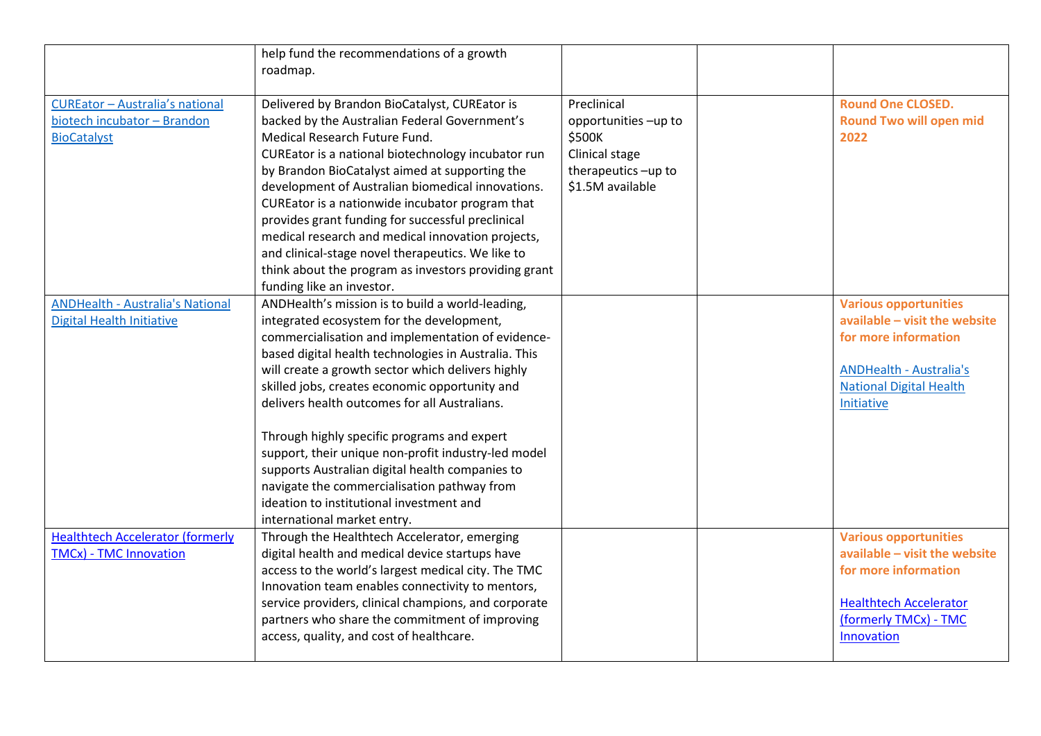| | | | | |
|---|---|---|---|---|
| | help fund the recommendations of a growth roadmap. | | | |
| CUREator – Australia's national biotech incubator – Brandon BioCatalyst | Delivered by Brandon BioCatalyst, CUREator is backed by the Australian Federal Government's Medical Research Future Fund.<br>CUREator is a national biotechnology incubator run by Brandon BioCatalyst aimed at supporting the development of Australian biomedical innovations. CUREator is a nationwide incubator program that provides grant funding for successful preclinical medical research and medical innovation projects, and clinical-stage novel therapeutics. We like to think about the program as investors providing grant funding like an investor. | Preclinical opportunities –up to $500K<br>Clinical stage therapeutics –up to $1.5M available | | **Round One CLOSED. Round Two will open mid 2022** |
| ANDHealth - Australia's National Digital Health Initiative | ANDHealth's mission is to build a world-leading, integrated ecosystem for the development, commercialisation and implementation of evidence-based digital health technologies in Australia. This will create a growth sector which delivers highly skilled jobs, creates economic opportunity and delivers health outcomes for all Australians.<br><br>Through highly specific programs and expert support, their unique non-profit industry-led model supports Australian digital health companies to navigate the commercialisation pathway from ideation to institutional investment and international market entry. | | | **Various opportunities available – visit the website for more information**<br><br>ANDHealth - Australia's National Digital Health Initiative |
| Healthtech Accelerator (formerly TMCx) - TMC Innovation | Through the Healthtech Accelerator, emerging digital health and medical device startups have access to the world's largest medical city. The TMC Innovation team enables connectivity to mentors, service providers, clinical champions, and corporate partners who share the commitment of improving access, quality, and cost of healthcare. | | | **Various opportunities available – visit the website for more information**<br><br>Healthtech Accelerator (formerly TMCx) - TMC Innovation |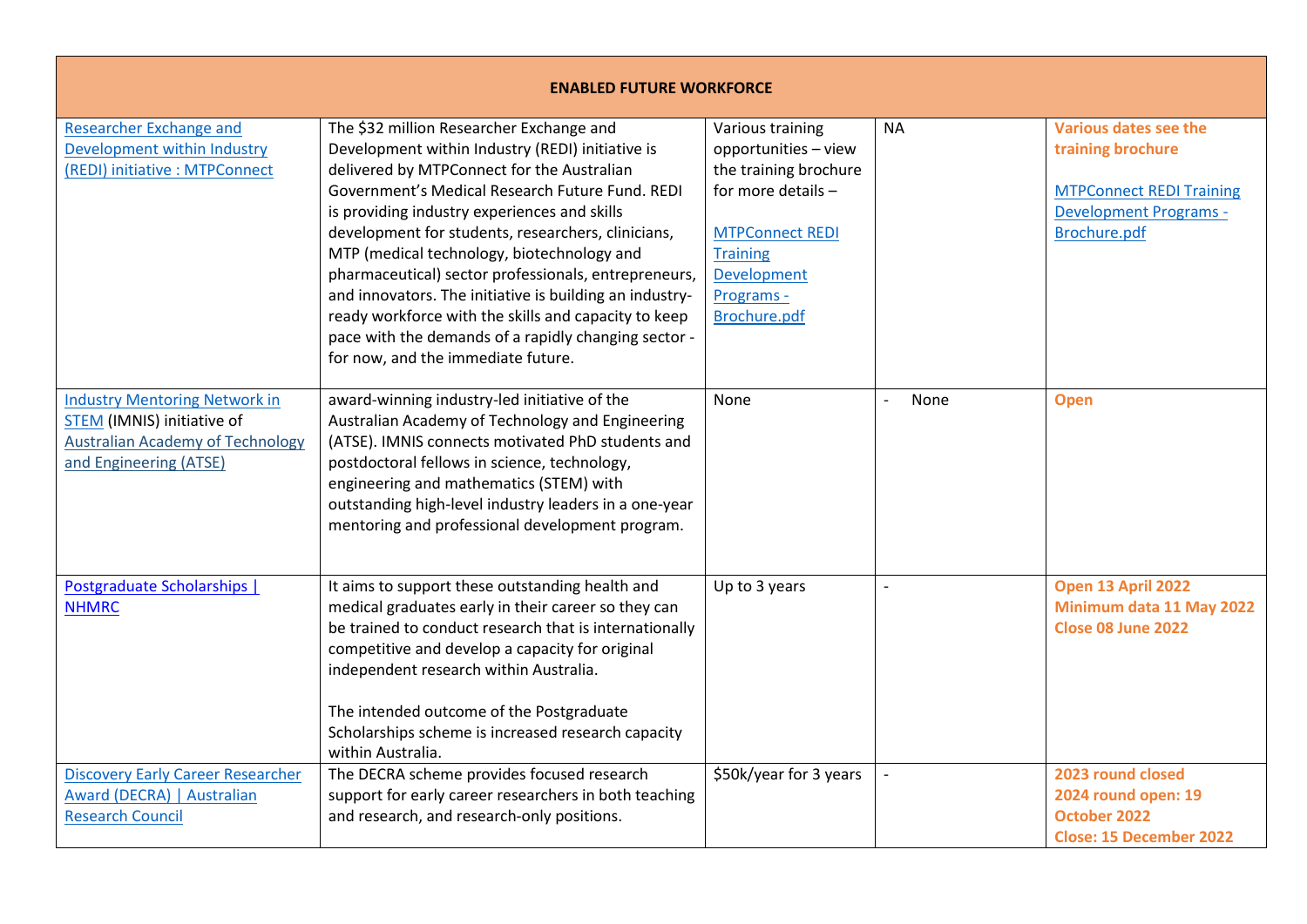| ENABLED FUTURE WORKFORCE | | | | |
|---|---|---|---|---|
| Researcher Exchange and Development within Industry (REDI) initiative : MTPConnect | The $32 million Researcher Exchange and Development within Industry (REDI) initiative is delivered by MTPConnect for the Australian Government's Medical Research Future Fund. REDI is providing industry experiences and skills development for students, researchers, clinicians, MTP (medical technology, biotechnology and pharmaceutical) sector professionals, entrepreneurs, and innovators. The initiative is building an industry-ready workforce with the skills and capacity to keep pace with the demands of a rapidly changing sector - for now, and the immediate future. | Various training opportunities – view the training brochure for more details – MTPConnect REDI Training Development Programs - Brochure.pdf | NA | **Various dates see the training brochure** MTPConnect REDI Training Development Programs - Brochure.pdf |
| Industry Mentoring Network in STEM (IMNIS) initiative of Australian Academy of Technology and Engineering (ATSE) | award-winning industry-led initiative of the Australian Academy of Technology and Engineering (ATSE). IMNIS connects motivated PhD students and postdoctoral fellows in science, technology, engineering and mathematics (STEM) with outstanding high-level industry leaders in a one-year mentoring and professional development program. | None | - None | **Open** |
| Postgraduate Scholarships \| NHMRC | It aims to support these outstanding health and medical graduates early in their career so they can be trained to conduct research that is internationally competitive and develop a capacity for original independent research within Australia. The intended outcome of the Postgraduate Scholarships scheme is increased research capacity within Australia. | Up to 3 years | - | **Open 13 April 2022 Minimum data 11 May 2022 Close 08 June 2022** |
| Discovery Early Career Researcher Award (DECRA) \| Australian Research Council | The DECRA scheme provides focused research support for early career researchers in both teaching and research, and research-only positions. | $50k/year for 3 years | - | **2023 round closed 2024 round open: 19 October 2022 Close: 15 December 2022** |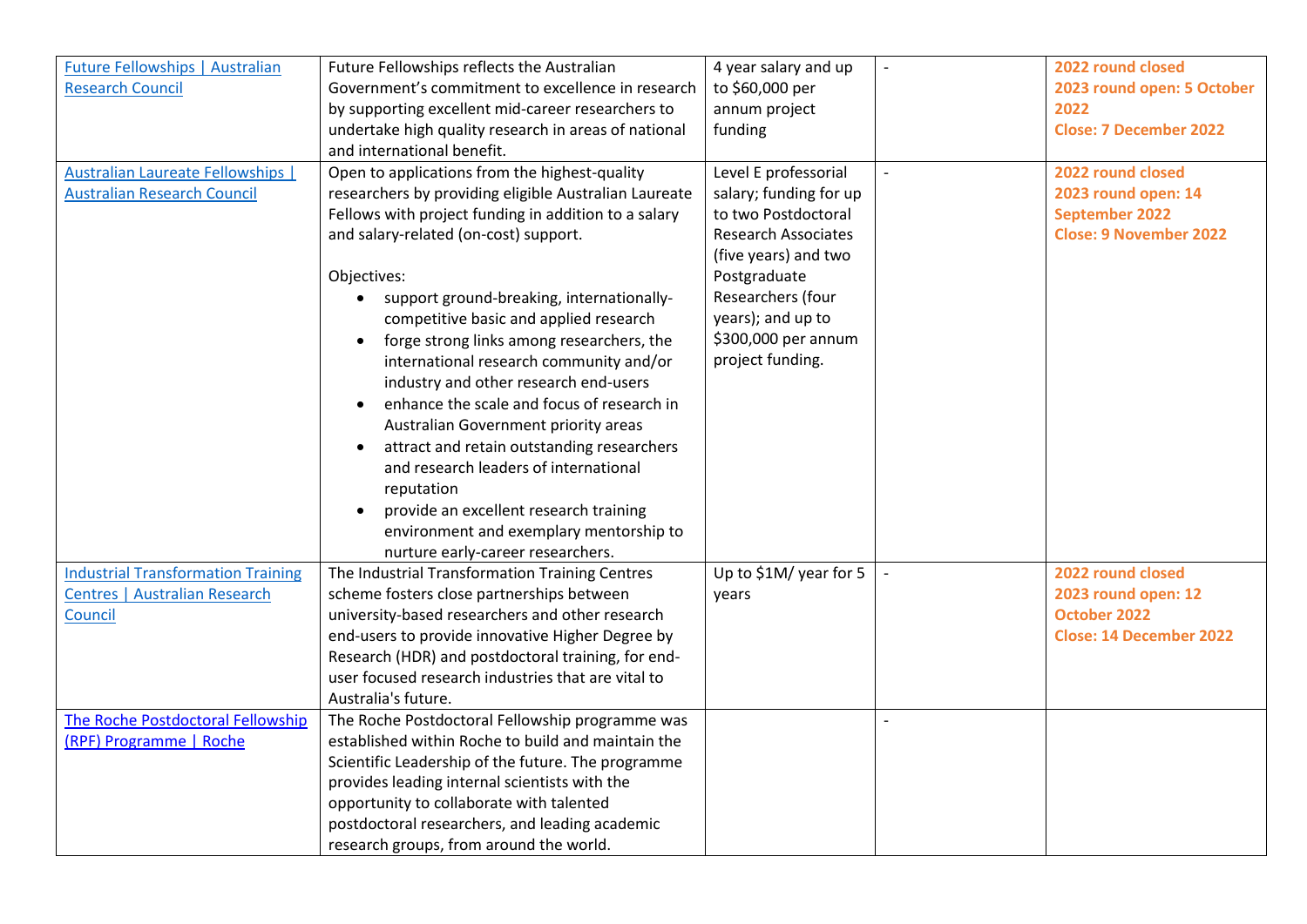| | | | | |
|---|---|---|---|---|
| Future Fellowships \| Australian Research Council | Future Fellowships reflects the Australian Government's commitment to excellence in research by supporting excellent mid-career researchers to undertake high quality research in areas of national and international benefit. | 4 year salary and up to $60,000 per annum project funding | - | **2022 round closed**<br>**2023 round open: 5 October 2022**<br>**Close: 7 December 2022** |
| Australian Laureate Fellowships \| Australian Research Council | Open to applications from the highest-quality researchers by providing eligible Australian Laureate Fellows with project funding in addition to a salary and salary-related (on-cost) support.<br><br>Objectives:<br>• support ground-breaking, internationally-competitive basic and applied research<br>• forge strong links among researchers, the international research community and/or industry and other research end-users<br>• enhance the scale and focus of research in Australian Government priority areas<br>• attract and retain outstanding researchers and research leaders of international reputation<br>• provide an excellent research training environment and exemplary mentorship to nurture early-career researchers. | Level E professorial salary; funding for up to two Postdoctoral Research Associates (five years) and two Postgraduate Researchers (four years); and up to $300,000 per annum project funding. | - | **2022 round closed**<br>**2023 round open: 14 September 2022**<br>**Close: 9 November 2022** |
| Industrial Transformation Training Centres \| Australian Research Council | The Industrial Transformation Training Centres scheme fosters close partnerships between university-based researchers and other research end-users to provide innovative Higher Degree by Research (HDR) and postdoctoral training, for end-user focused research industries that are vital to Australia's future. | Up to $1M/ year for 5 years | - | **2022 round closed**<br>**2023 round open: 12 October 2022**<br>**Close: 14 December 2022** |
| The Roche Postdoctoral Fellowship (RPF) Programme \| Roche | The Roche Postdoctoral Fellowship programme was established within Roche to build and maintain the Scientific Leadership of the future. The programme provides leading internal scientists with the opportunity to collaborate with talented postdoctoral researchers, and leading academic research groups, from around the world. | | - | |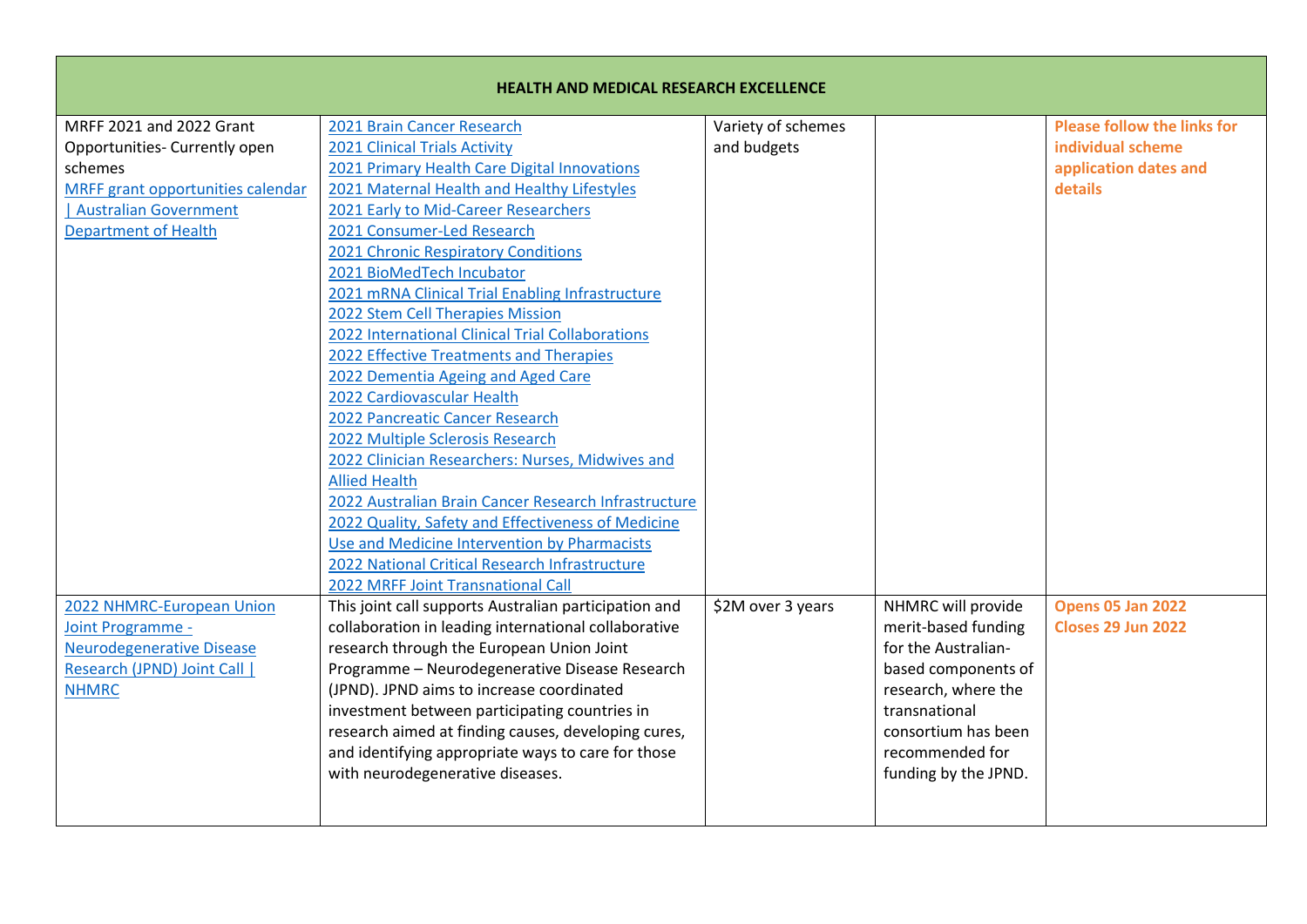| HEALTH AND MEDICAL RESEARCH EXCELLENCE | | | | |
|---|---|---|---|---|
| MRFF 2021 and 2022 Grant Opportunities- Currently open schemes<br>MRFF grant opportunities calendar \| Australian Government Department of Health | 2021 Brain Cancer Research<br>2021 Clinical Trials Activity<br>2021 Primary Health Care Digital Innovations<br>2021 Maternal Health and Healthy Lifestyles<br>2021 Early to Mid-Career Researchers<br>2021 Consumer-Led Research<br>2021 Chronic Respiratory Conditions<br>2021 BioMedTech Incubator<br>2021 mRNA Clinical Trial Enabling Infrastructure<br>2022 Stem Cell Therapies Mission<br>2022 International Clinical Trial Collaborations<br>2022 Effective Treatments and Therapies<br>2022 Dementia Ageing and Aged Care<br>2022 Cardiovascular Health<br>2022 Pancreatic Cancer Research<br>2022 Multiple Sclerosis Research<br>2022 Clinician Researchers: Nurses, Midwives and Allied Health<br>2022 Australian Brain Cancer Research Infrastructure<br>2022 Quality, Safety and Effectiveness of Medicine Use and Medicine Intervention by Pharmacists<br>2022 National Critical Research Infrastructure<br>2022 MRFF Joint Transnational Call | Variety of schemes and budgets | | **Please follow the links for individual scheme application dates and details** |
| 2022 NHMRC-European Union Joint Programme - Neurodegenerative Disease Research (JPND) Joint Call \| NHMRC | This joint call supports Australian participation and collaboration in leading international collaborative research through the European Union Joint Programme – Neurodegenerative Disease Research (JPND). JPND aims to increase coordinated investment between participating countries in research aimed at finding causes, developing cures, and identifying appropriate ways to care for those with neurodegenerative diseases. | $2M over 3 years | NHMRC will provide merit-based funding for the Australian-based components of research, where the transnational consortium has been recommended for funding by the JPND. | **Opens 05 Jan 2022**<br>**Closes 29 Jun 2022** |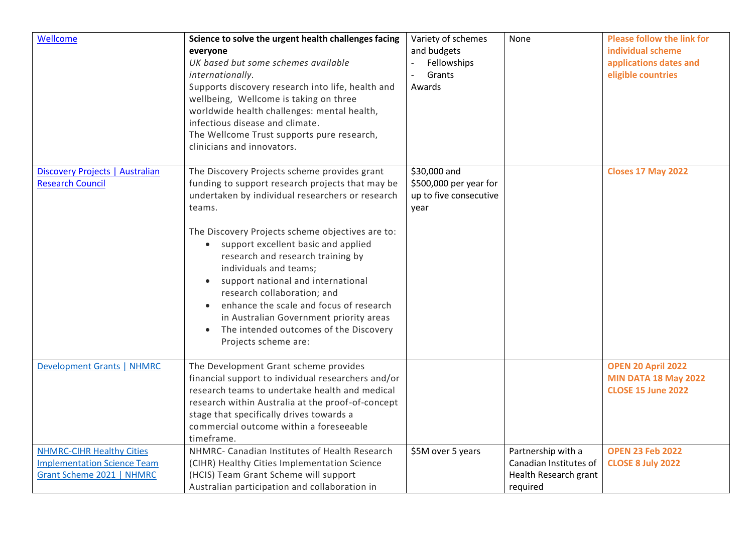| | | | | |
|---|---|---|---|---|
| [Wellcome]() | **Science to solve the urgent health challenges facing everyone**<br>*UK based but some schemes available internationally.*<br>Supports discovery research into life, health and wellbeing, Wellcome is taking on three worldwide health challenges: mental health, infectious disease and climate.<br>The Wellcome Trust supports pure research, clinicians and innovators. | Variety of schemes and budgets<br>- Fellowships<br>- Grants<br>Awards | None | **Please follow the link for individual scheme applications dates and eligible countries** |
| [Discovery Projects \| Australian Research Council]() | The Discovery Projects scheme provides grant funding to support research projects that may be undertaken by individual researchers or research teams.<br><br>The Discovery Projects scheme objectives are to:<br>• support excellent basic and applied research and research training by individuals and teams;<br>• support national and international research collaboration; and<br>• enhance the scale and focus of research in Australian Government priority areas<br>• The intended outcomes of the Discovery Projects scheme are: | $30,000 and $500,000 per year for up to five consecutive year | | **Closes 17 May 2022** |
| [Development Grants \| NHMRC]() | The Development Grant scheme provides financial support to individual researchers and/or research teams to undertake health and medical research within Australia at the proof-of-concept stage that specifically drives towards a commercial outcome within a foreseeable timeframe. | | | **OPEN 20 April 2022**<br>**MIN DATA 18 May 2022**<br>**CLOSE 15 June 2022** |
| [NHMRC-CIHR Healthy Cities Implementation Science Team Grant Scheme 2021 \| NHMRC]() | NHMRC- Canadian Institutes of Health Research (CIHR) Healthy Cities Implementation Science (HCIS) Team Grant Scheme will support Australian participation and collaboration in | $5M over 5 years | Partnership with a Canadian Institutes of Health Research grant required | **OPEN 23 Feb 2022**<br>**CLOSE 8 July 2022** |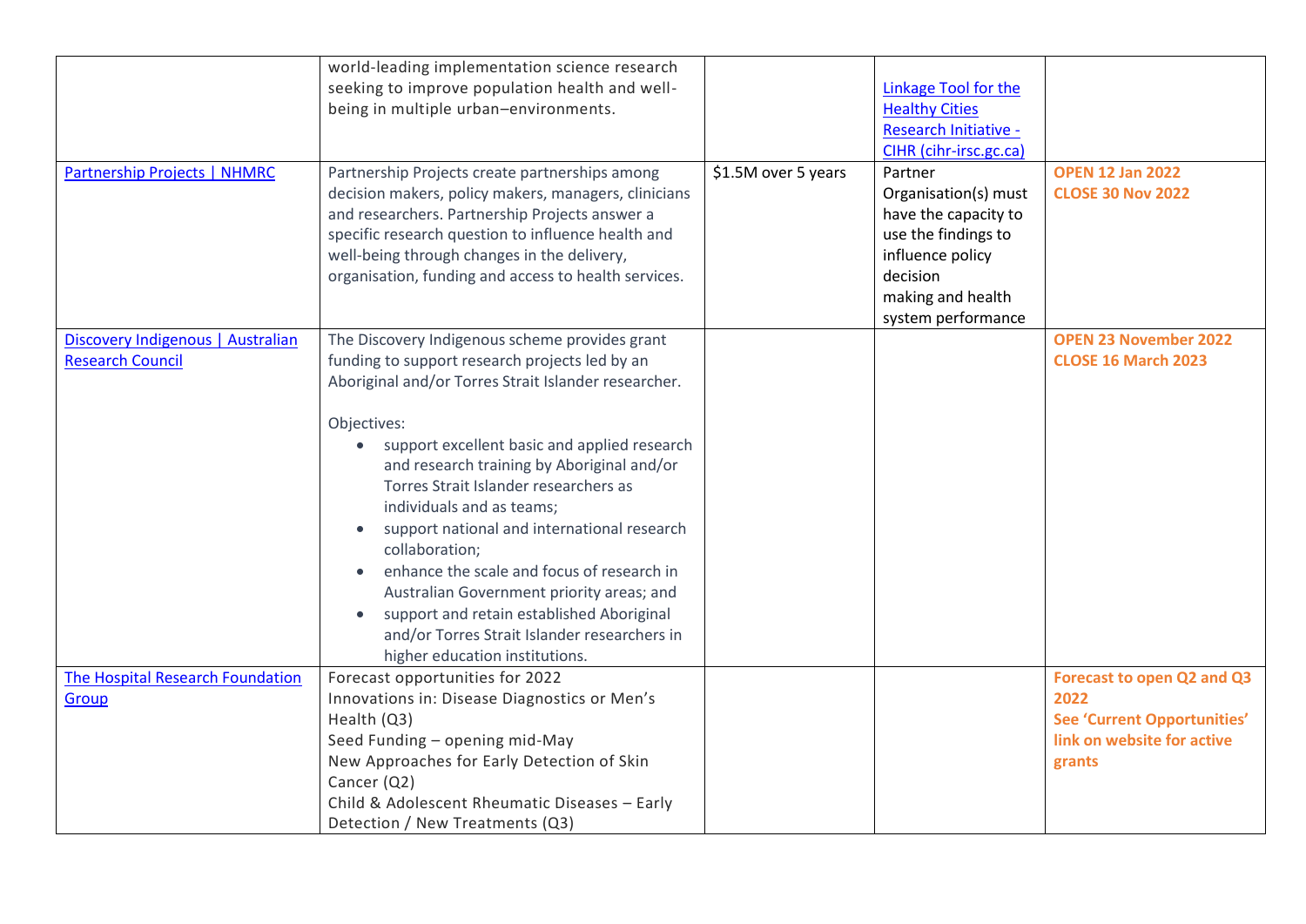| | | | | |
|---|---|---|---|---|
| | world-leading implementation science research seeking to improve population health and well-being in multiple urban–environments. | | [Linkage Tool for the Healthy Cities Research Initiative - CIHR (cihr-irsc.gc.ca)]() | |
| [Partnership Projects \| NHMRC]() | Partnership Projects create partnerships among decision makers, policy makers, managers, clinicians and researchers. Partnership Projects answer a specific research question to influence health and well-being through changes in the delivery, organisation, funding and access to health services. | $1.5M over 5 years | Partner Organisation(s) must have the capacity to use the findings to influence policy decision making and health system performance | **OPEN 12 Jan 2022**<br>**CLOSE 30 Nov 2022** |
| [Discovery Indigenous \| Australian Research Council]() | The Discovery Indigenous scheme provides grant funding to support research projects led by an Aboriginal and/or Torres Strait Islander researcher.<br><br>Objectives:<br>• support excellent basic and applied research and research training by Aboriginal and/or Torres Strait Islander researchers as individuals and as teams;<br>• support national and international research collaboration;<br>• enhance the scale and focus of research in Australian Government priority areas; and<br>• support and retain established Aboriginal and/or Torres Strait Islander researchers in higher education institutions. | | | **OPEN 23 November 2022**<br>**CLOSE 16 March 2023** |
| [The Hospital Research Foundation Group]() | Forecast opportunities for 2022<br>Innovations in: Disease Diagnostics or Men's Health (Q3)<br>Seed Funding – opening mid-May<br>New Approaches for Early Detection of Skin Cancer (Q2)<br>Child & Adolescent Rheumatic Diseases – Early Detection / New Treatments (Q3) | | | **Forecast to open Q2 and Q3 2022**<br>**See 'Current Opportunities' link on website for active grants** |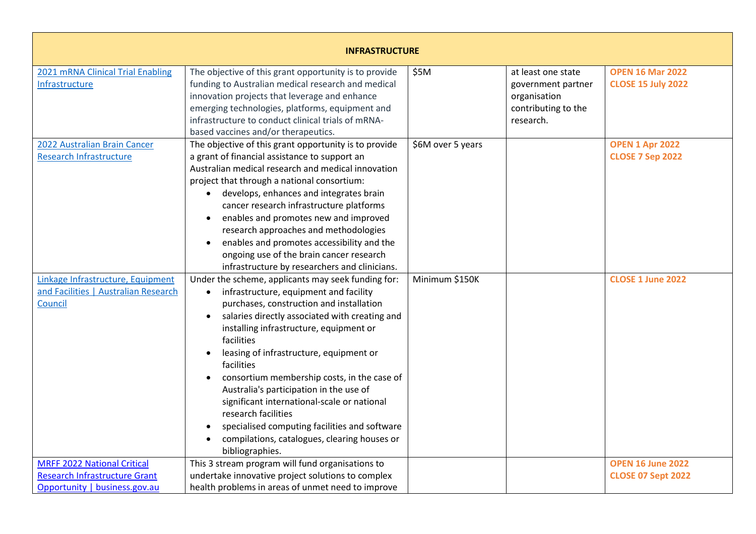| INFRASTRUCTURE | | | | |
|---|---|---|---|---|
| 2021 mRNA Clinical Trial Enabling Infrastructure | The objective of this grant opportunity is to provide funding to Australian medical research and medical innovation projects that leverage and enhance emerging technologies, platforms, equipment and infrastructure to conduct clinical trials of mRNA-based vaccines and/or therapeutics. | $5M | at least one state government partner organisation contributing to the research. | **OPEN 16 Mar 2022**<br>**CLOSE 15 July 2022** |
| 2022 Australian Brain Cancer Research Infrastructure | The objective of this grant opportunity is to provide a grant of financial assistance to support an Australian medical research and medical innovation project that through a national consortium:<br>• develops, enhances and integrates brain cancer research infrastructure platforms<br>• enables and promotes new and improved research approaches and methodologies<br>• enables and promotes accessibility and the ongoing use of the brain cancer research infrastructure by researchers and clinicians. | $6M over 5 years | | **OPEN 1 Apr 2022**<br>**CLOSE 7 Sep 2022** |
| Linkage Infrastructure, Equipment and Facilities \| Australian Research Council | Under the scheme, applicants may seek funding for:<br>• infrastructure, equipment and facility purchases, construction and installation<br>• salaries directly associated with creating and installing infrastructure, equipment or facilities<br>• leasing of infrastructure, equipment or facilities<br>• consortium membership costs, in the case of Australia's participation in the use of significant international-scale or national research facilities<br>• specialised computing facilities and software<br>• compilations, catalogues, clearing houses or bibliographies. | Minimum $150K | | **CLOSE 1 June 2022** |
| MRFF 2022 National Critical Research Infrastructure Grant Opportunity \| business.gov.au | This 3 stream program will fund organisations to undertake innovative project solutions to complex health problems in areas of unmet need to improve | | | **OPEN 16 June 2022**<br>**CLOSE 07 Sept 2022** |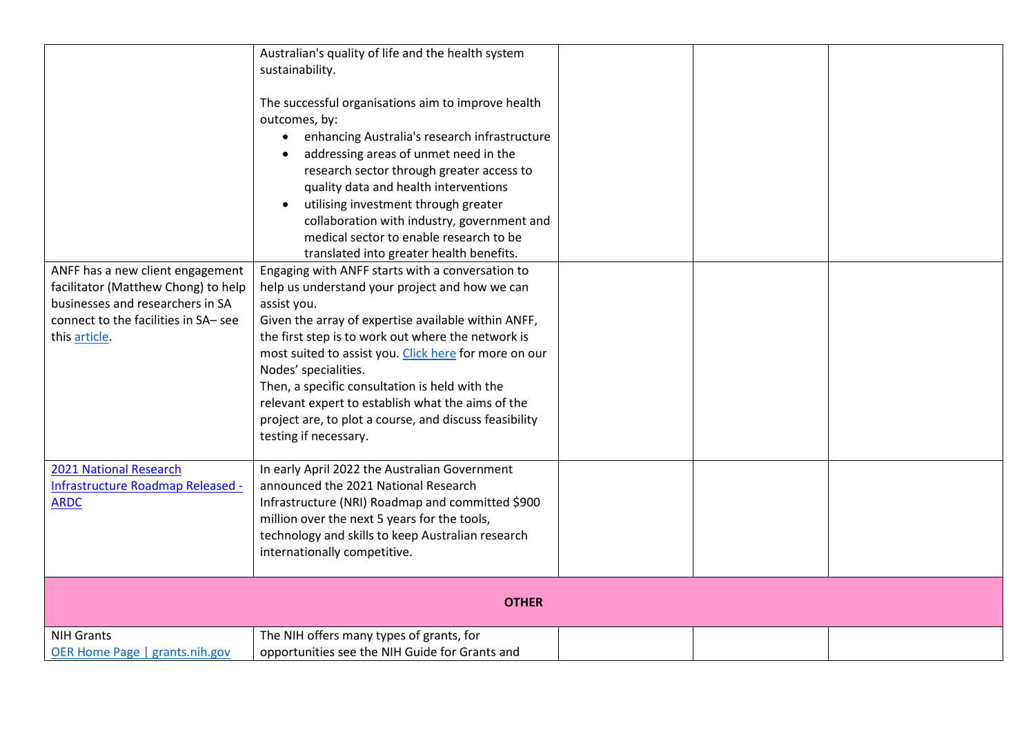| | | | | |
|---|---|---|---|---|
| | Australian's quality of life and the health system sustainability.<br><br>The successful organisations aim to improve health outcomes, by:<br>• enhancing Australia's research infrastructure<br>• addressing areas of unmet need in the research sector through greater access to quality data and health interventions<br>• utilising investment through greater collaboration with industry, government and medical sector to enable research to be translated into greater health benefits. | | | |
| ANFF has a new client engagement facilitator (Matthew Chong) to help businesses and researchers in SA connect to the facilities in SA– see this article. | Engaging with ANFF starts with a conversation to help us understand your project and how we can assist you.<br>Given the array of expertise available within ANFF, the first step is to work out where the network is most suited to assist you. Click here for more on our Nodes' specialities.<br>Then, a specific consultation is held with the relevant expert to establish what the aims of the project are, to plot a course, and discuss feasibility testing if necessary. | | | |
| 2021 National Research Infrastructure Roadmap Released - ARDC | In early April 2022 the Australian Government announced the 2021 National Research Infrastructure (NRI) Roadmap and committed $900 million over the next 5 years for the tools, technology and skills to keep Australian research internationally competitive. | | | |
| **OTHER** | | | | |
| NIH Grants<br>OER Home Page \| grants.nih.gov | The NIH offers many types of grants, for opportunities see the NIH Guide for Grants and | | | |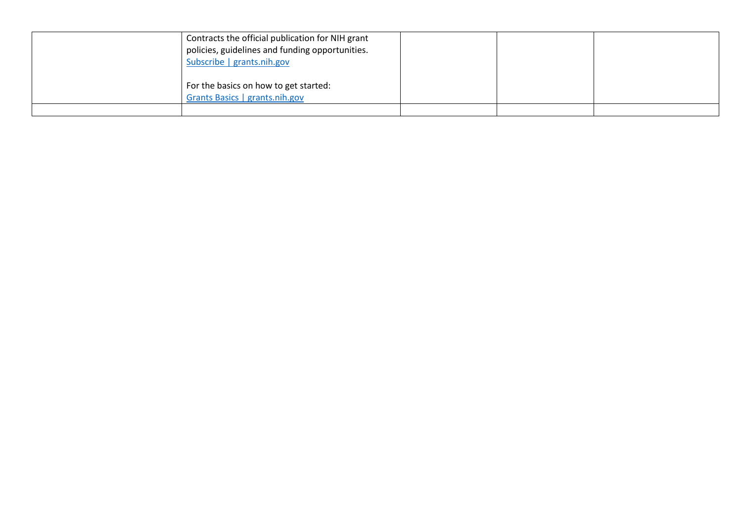| | | | | |
|---|---|---|---|---|
| | Contracts the official publication for NIH grant policies, guidelines and funding opportunities.<br>[Subscribe \| grants.nih.gov]<br><br>For the basics on how to get started:<br>[Grants Basics \| grants.nih.gov] | | | |
| | | | | |